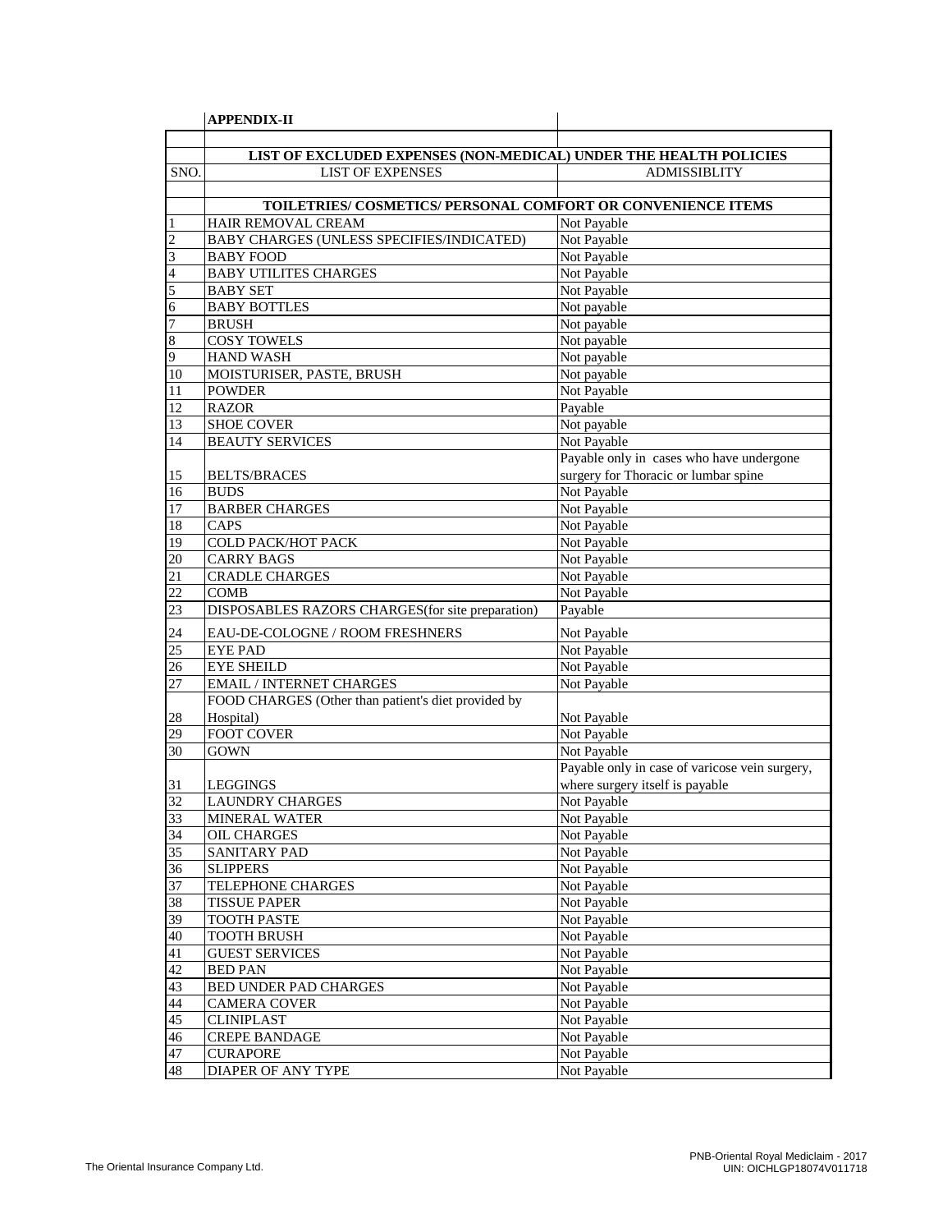**APPENDIX-II**

| SNO. | LIST OF EXPENSES | ADMISSIBLITY |
|---|---|---|
| | **LIST OF EXCLUDED EXPENSES (NON-MEDICAL) UNDER THE HEALTH POLICIES** | |
| | **TOILETRIES/ COSMETICS/ PERSONAL COMFORT OR CONVENIENCE ITEMS** | |
| 1 | HAIR REMOVAL CREAM | Not Payable |
| 2 | BABY CHARGES (UNLESS SPECIFIES/INDICATED) | Not Payable |
| 3 | BABY FOOD | Not Payable |
| 4 | BABY UTILITES CHARGES | Not Payable |
| 5 | BABY SET | Not Payable |
| 6 | BABY BOTTLES | Not payable |
| 7 | BRUSH | Not payable |
| 8 | COSY TOWELS | Not payable |
| 9 | HAND WASH | Not payable |
| 10 | MOISTURISER, PASTE, BRUSH | Not payable |
| 11 | POWDER | Not Payable |
| 12 | RAZOR | Payable |
| 13 | SHOE COVER | Not payable |
| 14 | BEAUTY SERVICES | Not Payable |
| 15 | BELTS/BRACES | Payable only in cases who have undergone surgery for Thoracic or lumbar spine |
| 16 | BUDS | Not Payable |
| 17 | BARBER CHARGES | Not Payable |
| 18 | CAPS | Not Payable |
| 19 | COLD PACK/HOT PACK | Not Payable |
| 20 | CARRY BAGS | Not Payable |
| 21 | CRADLE CHARGES | Not Payable |
| 22 | COMB | Not Payable |
| 23 | DISPOSABLES RAZORS CHARGES(for site preparation) | Payable |
| 24 | EAU-DE-COLOGNE / ROOM FRESHNERS | Not Payable |
| 25 | EYE PAD | Not Payable |
| 26 | EYE SHEILD | Not Payable |
| 27 | EMAIL / INTERNET CHARGES | Not Payable |
| 28 | FOOD CHARGES (Other than patient's diet provided by Hospital) | Not Payable |
| 29 | FOOT COVER | Not Payable |
| 30 | GOWN | Not Payable |
| 31 | LEGGINGS | Payable only in case of varicose vein surgery, where surgery itself is payable |
| 32 | LAUNDRY CHARGES | Not Payable |
| 33 | MINERAL WATER | Not Payable |
| 34 | OIL CHARGES | Not Payable |
| 35 | SANITARY PAD | Not Payable |
| 36 | SLIPPERS | Not Payable |
| 37 | TELEPHONE CHARGES | Not Payable |
| 38 | TISSUE PAPER | Not Payable |
| 39 | TOOTH PASTE | Not Payable |
| 40 | TOOTH BRUSH | Not Payable |
| 41 | GUEST SERVICES | Not Payable |
| 42 | BED PAN | Not Payable |
| 43 | BED UNDER PAD CHARGES | Not Payable |
| 44 | CAMERA COVER | Not Payable |
| 45 | CLINIPLAST | Not Payable |
| 46 | CREPE BANDAGE | Not Payable |
| 47 | CURAPORE | Not Payable |
| 48 | DIAPER OF ANY TYPE | Not Payable |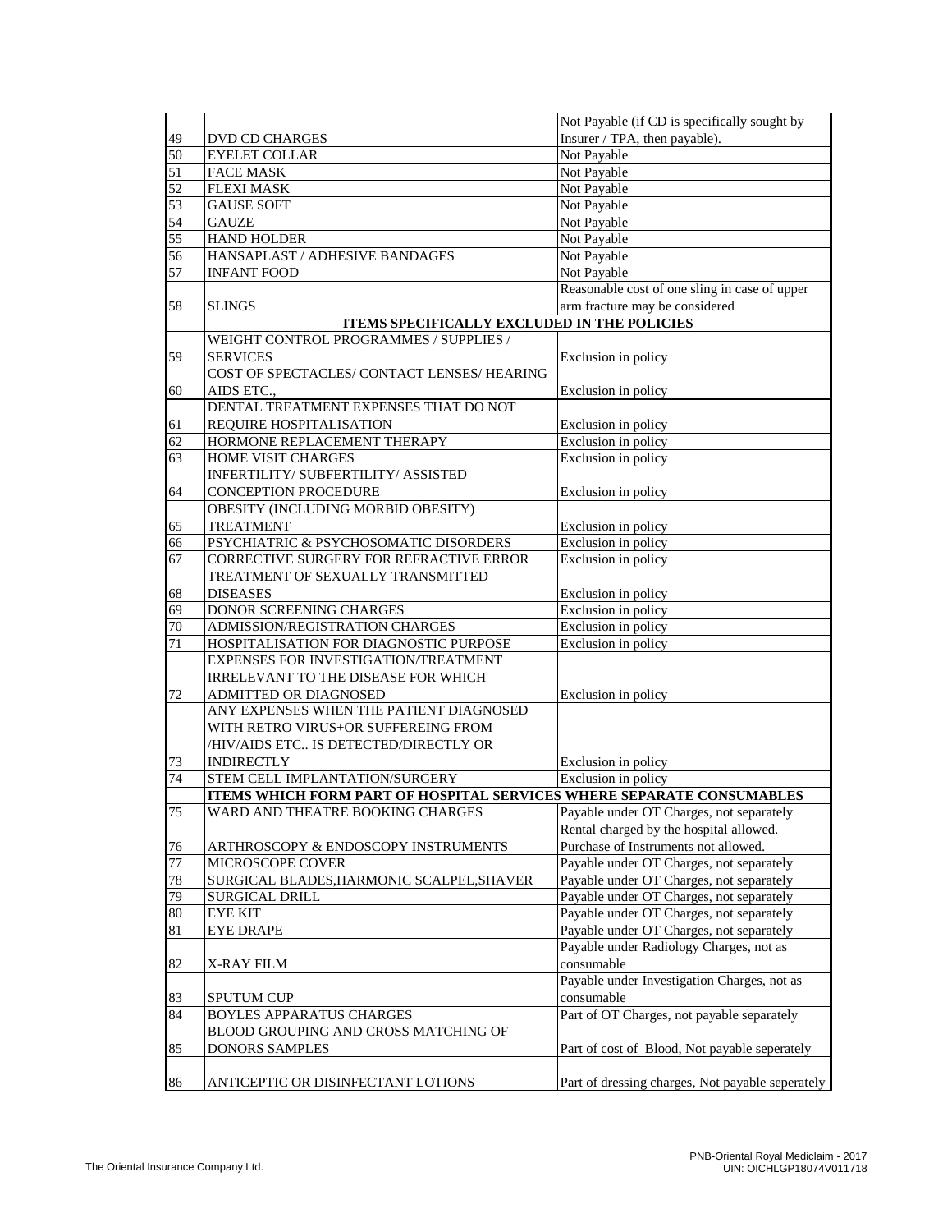| | | |
|---|---|---|
| 49 | DVD CD CHARGES | Not Payable (if CD is specifically sought by Insurer / TPA, then payable). |
| 50 | EYELET COLLAR | Not Payable |
| 51 | FACE MASK | Not Payable |
| 52 | FLEXI MASK | Not Payable |
| 53 | GAUSE SOFT | Not Payable |
| 54 | GAUZE | Not Payable |
| 55 | HAND HOLDER | Not Payable |
| 56 | HANSAPLAST / ADHESIVE BANDAGES | Not Payable |
| 57 | INFANT FOOD | Not Payable |
| 58 | SLINGS | Reasonable cost of one sling in case of upper arm fracture may be considered |
| | **ITEMS SPECIFICALLY EXCLUDED IN THE POLICIES** | |
| 59 | WEIGHT CONTROL PROGRAMMES / SUPPLIES / SERVICES | Exclusion in policy |
| 60 | COST OF SPECTACLES/ CONTACT LENSES/ HEARING AIDS ETC., | Exclusion in policy |
| 61 | DENTAL TREATMENT EXPENSES THAT DO NOT REQUIRE HOSPITALISATION | Exclusion in policy |
| 62 | HORMONE REPLACEMENT THERAPY | Exclusion in policy |
| 63 | HOME VISIT CHARGES | Exclusion in policy |
| 64 | INFERTILITY/ SUBFERTILITY/ ASSISTED CONCEPTION PROCEDURE | Exclusion in policy |
| 65 | OBESITY (INCLUDING MORBID OBESITY) TREATMENT | Exclusion in policy |
| 66 | PSYCHIATRIC & PSYCHOSOMATIC DISORDERS | Exclusion in policy |
| 67 | CORRECTIVE SURGERY FOR REFRACTIVE ERROR | Exclusion in policy |
| 68 | TREATMENT OF SEXUALLY TRANSMITTED DISEASES | Exclusion in policy |
| 69 | DONOR SCREENING CHARGES | Exclusion in policy |
| 70 | ADMISSION/REGISTRATION CHARGES | Exclusion in policy |
| 71 | HOSPITALISATION FOR DIAGNOSTIC PURPOSE | Exclusion in policy |
| 72 | EXPENSES FOR INVESTIGATION/TREATMENT IRRELEVANT TO THE DISEASE FOR WHICH ADMITTED OR DIAGNOSED | Exclusion in policy |
| 73 | ANY EXPENSES WHEN THE PATIENT DIAGNOSED WITH RETRO VIRUS+OR SUFFEREING FROM /HIV/AIDS ETC.. IS DETECTED/DIRECTLY OR INDIRECTLY | Exclusion in policy |
| 74 | STEM CELL IMPLANTATION/SURGERY | Exclusion in policy |
| | **ITEMS WHICH FORM PART OF HOSPITAL SERVICES WHERE SEPARATE CONSUMABLES** | |
| 75 | WARD AND THEATRE BOOKING CHARGES | Payable under OT Charges, not separately |
| 76 | ARTHROSCOPY & ENDOSCOPY INSTRUMENTS | Rental charged by the hospital allowed. Purchase of Instruments not allowed. |
| 77 | MICROSCOPE COVER | Payable under OT Charges, not separately |
| 78 | SURGICAL BLADES,HARMONIC SCALPEL,SHAVER | Payable under OT Charges, not separately |
| 79 | SURGICAL DRILL | Payable under OT Charges, not separately |
| 80 | EYE KIT | Payable under OT Charges, not separately |
| 81 | EYE DRAPE | Payable under OT Charges, not separately |
| 82 | X-RAY FILM | Payable under Radiology Charges, not as consumable |
| 83 | SPUTUM CUP | Payable under Investigation Charges, not as consumable |
| 84 | BOYLES APPARATUS CHARGES | Part of OT Charges, not payable separately |
| 85 | BLOOD GROUPING AND CROSS MATCHING OF DONORS SAMPLES | Part of cost of Blood, Not payable seperately |
| 86 | ANTICEPTIC OR DISINFECTANT LOTIONS | Part of dressing charges, Not payable seperately |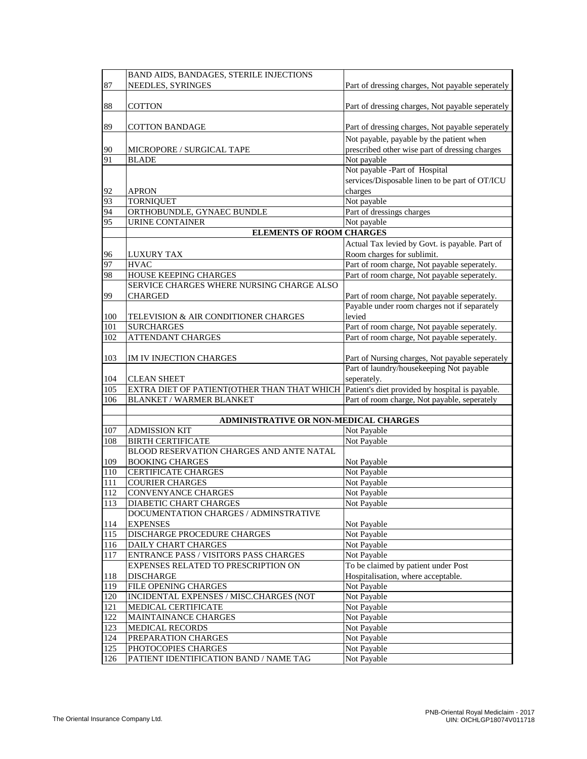| | | |
|---|---|---|
| 87 | BAND AIDS, BANDAGES, STERILE INJECTIONS NEEDLES, SYRINGES | Part of dressing charges, Not payable seperately |
| 88 | COTTON | Part of dressing charges, Not payable seperately |
| 89 | COTTON BANDAGE | Part of dressing charges, Not payable seperately |
| 90 | MICROPORE / SURGICAL TAPE | Not payable, payable by the patient when prescribed other wise part of dressing charges |
| 91 | BLADE | Not payable |
| 92 | APRON | Not payable -Part of Hospital services/Disposable linen to be part of OT/ICU charges |
| 93 | TORNIQUET | Not payable |
| 94 | ORTHOBUNDLE, GYNAEC BUNDLE | Part of dressings charges |
| 95 | URINE CONTAINER | Not payable |
| | **ELEMENTS OF ROOM CHARGES** | |
| 96 | LUXURY TAX | Actual Tax levied by Govt. is payable. Part of Room charges for sublimit. |
| 97 | HVAC | Part of room charge, Not payable seperately. |
| 98 | HOUSE KEEPING CHARGES | Part of room charge, Not payable seperately. |
| 99 | SERVICE CHARGES WHERE NURSING CHARGE ALSO CHARGED | Part of room charge, Not payable seperately. |
| 100 | TELEVISION & AIR CONDITIONER CHARGES | Payable under room charges not if separately levied |
| 101 | SURCHARGES | Part of room charge, Not payable seperately. |
| 102 | ATTENDANT CHARGES | Part of room charge, Not payable seperately. |
| 103 | IM IV INJECTION CHARGES | Part of Nursing charges, Not payable seperately |
| 104 | CLEAN SHEET | Part of laundry/housekeeping Not payable seperately. |
| 105 | EXTRA DIET OF PATIENT(OTHER THAN THAT WHICH | Patient's diet provided by hospital is payable. |
| 106 | BLANKET / WARMER BLANKET | Part of room charge, Not payable, seperately |
| | | |
| | **ADMINISTRATIVE OR NON-MEDICAL CHARGES** | |
| 107 | ADMISSION KIT | Not Payable |
| 108 | BIRTH CERTIFICATE | Not Payable |
| 109 | BLOOD RESERVATION CHARGES AND ANTE NATAL BOOKING CHARGES | Not Payable |
| 110 | CERTIFICATE CHARGES | Not Payable |
| 111 | COURIER CHARGES | Not Payable |
| 112 | CONVENYANCE CHARGES | Not Payable |
| 113 | DIABETIC CHART CHARGES | Not Payable |
| 114 | DOCUMENTATION CHARGES / ADMINSTRATIVE EXPENSES | Not Payable |
| 115 | DISCHARGE PROCEDURE CHARGES | Not Payable |
| 116 | DAILY CHART CHARGES | Not Payable |
| 117 | ENTRANCE PASS / VISITORS PASS CHARGES | Not Payable |
| 118 | EXPENSES RELATED TO PRESCRIPTION ON DISCHARGE | To be claimed by patient under Post Hospitalisation, where acceptable. |
| 119 | FILE OPENING CHARGES | Not Payable |
| 120 | INCIDENTAL EXPENSES / MISC.CHARGES (NOT | Not Payable |
| 121 | MEDICAL CERTIFICATE | Not Payable |
| 122 | MAINTAINANCE CHARGES | Not Payable |
| 123 | MEDICAL RECORDS | Not Payable |
| 124 | PREPARATION CHARGES | Not Payable |
| 125 | PHOTOCOPIES CHARGES | Not Payable |
| 126 | PATIENT IDENTIFICATION BAND / NAME TAG | Not Payable |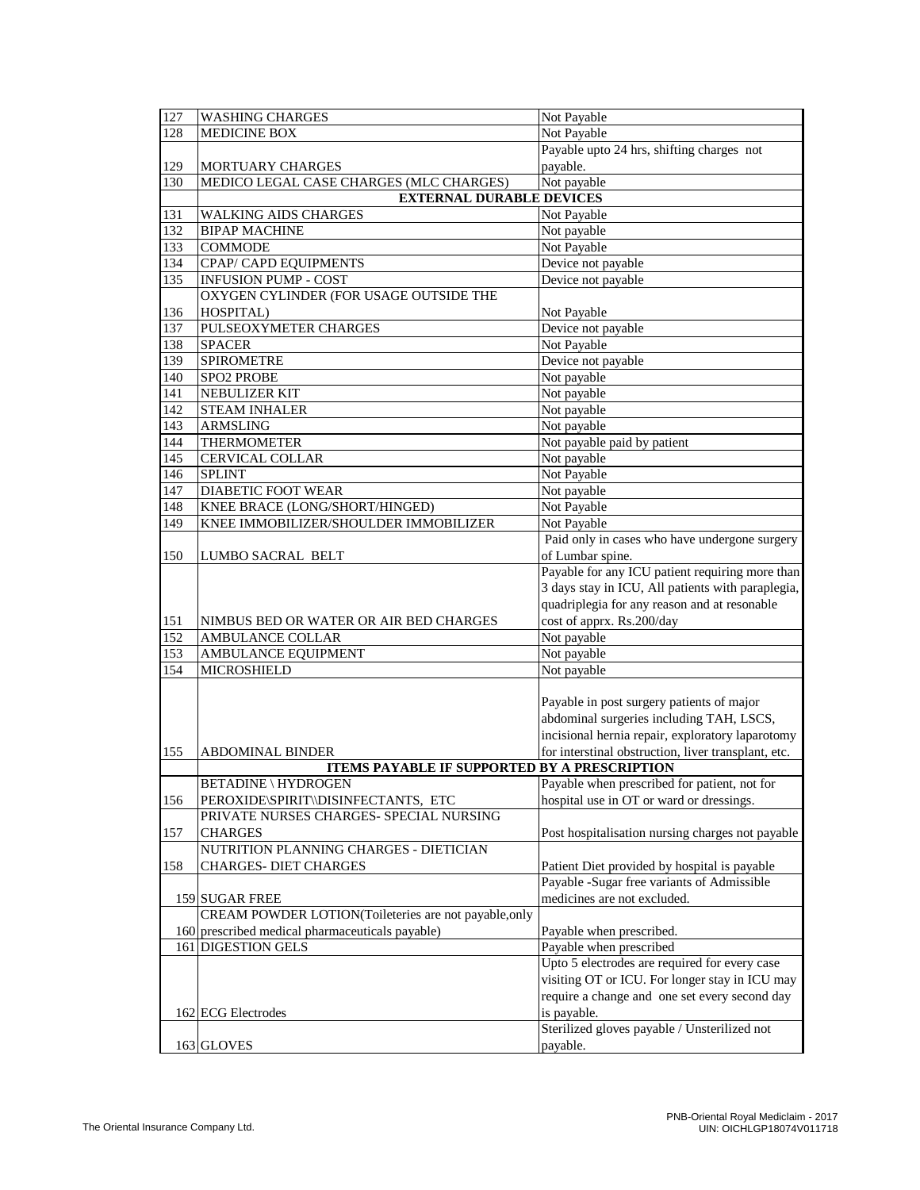| | | |
|---|---|---|
| 127 | WASHING CHARGES | Not Payable |
| 128 | MEDICINE BOX | Not Payable |
| 129 | MORTUARY CHARGES | Payable upto 24 hrs, shifting charges not payable. |
| 130 | MEDICO LEGAL CASE CHARGES (MLC CHARGES) | Not payable |
| | **EXTERNAL DURABLE DEVICES** | |
| 131 | WALKING AIDS CHARGES | Not Payable |
| 132 | BIPAP MACHINE | Not payable |
| 133 | COMMODE | Not Payable |
| 134 | CPAP/ CAPD EQUIPMENTS | Device not payable |
| 135 | INFUSION PUMP - COST | Device not payable |
| 136 | OXYGEN CYLINDER (FOR USAGE OUTSIDE THE HOSPITAL) | Not Payable |
| 137 | PULSEOXYMETER CHARGES | Device not payable |
| 138 | SPACER | Not Payable |
| 139 | SPIROMETRE | Device not payable |
| 140 | SPO2 PROBE | Not payable |
| 141 | NEBULIZER KIT | Not payable |
| 142 | STEAM INHALER | Not payable |
| 143 | ARMSLING | Not payable |
| 144 | THERMOMETER | Not payable paid by patient |
| 145 | CERVICAL COLLAR | Not payable |
| 146 | SPLINT | Not Payable |
| 147 | DIABETIC FOOT WEAR | Not payable |
| 148 | KNEE BRACE (LONG/SHORT/HINGED) | Not Payable |
| 149 | KNEE IMMOBILIZER/SHOULDER IMMOBILIZER | Not Payable |
| 150 | LUMBO SACRAL BELT | Paid only in cases who have undergone surgery of Lumbar spine. |
| 151 | NIMBUS BED OR WATER OR AIR BED CHARGES | Payable for any ICU patient requiring more than 3 days stay in ICU, All patients with paraplegia, quadriplegia for any reason and at resonable cost of apprx. Rs.200/day |
| 152 | AMBULANCE COLLAR | Not payable |
| 153 | AMBULANCE EQUIPMENT | Not payable |
| 154 | MICROSHIELD | Not payable |
| 155 | ABDOMINAL BINDER | Payable in post surgery patients of major abdominal surgeries including TAH, LSCS, incisional hernia repair, exploratory laparotomy for interstinal obstruction, liver transplant, etc. |
| | **ITEMS PAYABLE IF SUPPORTED BY A PRESCRIPTION** | |
| 156 | BETADINE \ HYDROGEN PEROXIDE\SPIRIT\\DISINFECTANTS, ETC | Payable when prescribed for patient, not for hospital use in OT or ward or dressings. |
| 157 | PRIVATE NURSES CHARGES- SPECIAL NURSING CHARGES | Post hospitalisation nursing charges not payable |
| 158 | NUTRITION PLANNING CHARGES - DIETICIAN CHARGES- DIET CHARGES | Patient Diet provided by hospital is payable |
| 159 | SUGAR FREE | Payable -Sugar free variants of Admissible medicines are not excluded. |
| 160 | CREAM POWDER LOTION(Toileteries are not payable,only prescribed medical pharmaceuticals payable) | Payable when prescribed. |
| 161 | DIGESTION GELS | Payable when prescribed |
| 162 | ECG Electrodes | Upto 5 electrodes are required for every case visiting OT or ICU. For longer stay in ICU may require a change and one set every second day is payable. |
| 163 | GLOVES | Sterilized gloves payable / Unsterilized not payable. |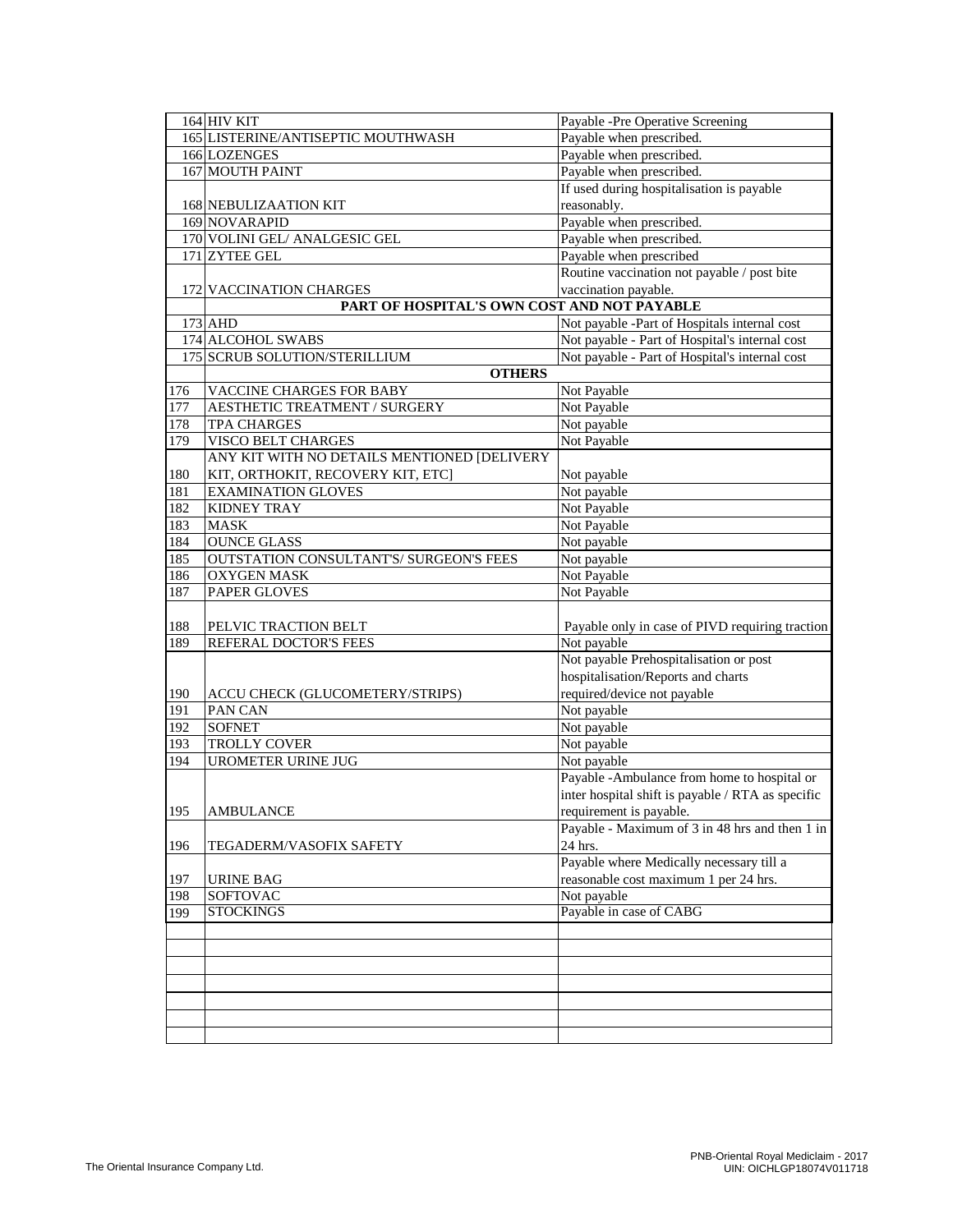| | | |
|---|---|---|
| 164 | HIV KIT | Payable -Pre Operative Screening |
| 165 | LISTERINE/ANTISEPTIC MOUTHWASH | Payable when prescribed. |
| 166 | LOZENGES | Payable when prescribed. |
| 167 | MOUTH PAINT | Payable when prescribed. |
| 168 | NEBULIZAATION KIT | If used during hospitalisation is payable reasonably. |
| 169 | NOVARAPID | Payable when prescribed. |
| 170 | VOLINI GEL/ ANALGESIC GEL | Payable when prescribed. |
| 171 | ZYTEE GEL | Payable when prescribed |
| 172 | VACCINATION CHARGES | Routine vaccination not payable / post bite vaccination payable. |
| | **PART OF HOSPITAL'S OWN COST AND NOT PAYABLE** | |
| 173 | AHD | Not payable -Part of Hospitals internal cost |
| 174 | ALCOHOL SWABS | Not payable - Part of Hospital's internal cost |
| 175 | SCRUB SOLUTION/STERILLIUM | Not payable - Part of Hospital's internal cost |
| | **OTHERS** | |
| 176 | VACCINE CHARGES FOR BABY | Not Payable |
| 177 | AESTHETIC TREATMENT / SURGERY | Not Payable |
| 178 | TPA CHARGES | Not payable |
| 179 | VISCO BELT CHARGES | Not Payable |
| 180 | ANY KIT WITH NO DETAILS MENTIONED [DELIVERY KIT, ORTHOKIT, RECOVERY KIT, ETC] | Not payable |
| 181 | EXAMINATION GLOVES | Not payable |
| 182 | KIDNEY TRAY | Not Payable |
| 183 | MASK | Not Payable |
| 184 | OUNCE GLASS | Not payable |
| 185 | OUTSTATION CONSULTANT'S/ SURGEON'S FEES | Not payable |
| 186 | OXYGEN MASK | Not Payable |
| 187 | PAPER GLOVES | Not Payable |
| 188 | PELVIC TRACTION BELT | Payable only in case of PIVD requiring traction |
| 189 | REFERAL DOCTOR'S FEES | Not payable |
| 190 | ACCU CHECK (GLUCOMETERY/STRIPS) | Not payable Prehospitalisation or post hospitalisation/Reports and charts required/device not payable |
| 191 | PAN CAN | Not payable |
| 192 | SOFNET | Not payable |
| 193 | TROLLY COVER | Not payable |
| 194 | UROMETER URINE JUG | Not payable |
| 195 | AMBULANCE | Payable -Ambulance from home to hospital or inter hospital shift is payable / RTA as specific requirement is payable. |
| 196 | TEGADERM/VASOFIX SAFETY | Payable - Maximum of 3 in 48 hrs and then 1 in 24 hrs. |
| 197 | URINE BAG | Payable where Medically necessary till a reasonable cost maximum 1 per 24 hrs. |
| 198 | SOFTOVAC | Not payable |
| 199 | STOCKINGS | Payable in case of CABG |